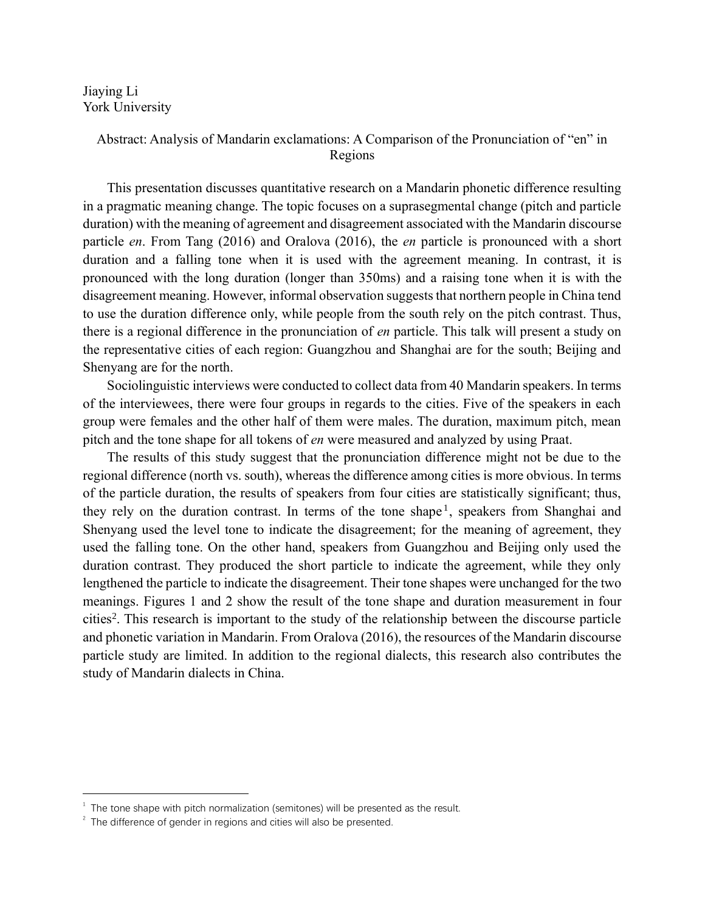Jiaying Li  
York University

## Abstract: Analysis of Mandarin exclamations: A Comparison of the Pronunciation of "en" in Regions

This presentation discusses quantitative research on a Mandarin phonetic difference resulting in a pragmatic meaning change. The topic focuses on a suprasegmental change (pitch and particle duration) with the meaning of agreement and disagreement associated with the Mandarin discourse particle *en*. From Tang (2016) and Oralova (2016), the *en* particle is pronounced with a short duration and a falling tone when it is used with the agreement meaning. In contrast, it is pronounced with the long duration (longer than 350ms) and a raising tone when it is with the disagreement meaning. However, informal observation suggests that northern people in China tend to use the duration difference only, while people from the south rely on the pitch contrast. Thus, there is a regional difference in the pronunciation of *en* particle. This talk will present a study on the representative cities of each region: Guangzhou and Shanghai are for the south; Beijing and Shenyang are for the north.

Sociolinguistic interviews were conducted to collect data from 40 Mandarin speakers. In terms of the interviewees, there were four groups in regards to the cities. Five of the speakers in each group were females and the other half of them were males. The duration, maximum pitch, mean pitch and the tone shape for all tokens of *en* were measured and analyzed by using Praat.

The results of this study suggest that the pronunciation difference might not be due to the regional difference (north vs. south), whereas the difference among cities is more obvious. In terms of the particle duration, the results of speakers from four cities are statistically significant; thus, they rely on the duration contrast. In terms of the tone shape[1], speakers from Shanghai and Shenyang used the level tone to indicate the disagreement; for the meaning of agreement, they used the falling tone. On the other hand, speakers from Guangzhou and Beijing only used the duration contrast. They produced the short particle to indicate the agreement, while they only lengthened the particle to indicate the disagreement. Their tone shapes were unchanged for the two meanings. Figures 1 and 2 show the result of the tone shape and duration measurement in four cities[2]. This research is important to the study of the relationship between the discourse particle and phonetic variation in Mandarin. From Oralova (2016), the resources of the Mandarin discourse particle study are limited. In addition to the regional dialects, this research also contributes the study of Mandarin dialects in China.

---

[1] The tone shape with pitch normalization (semitones) will be presented as the result.

[2] The difference of gender in regions and cities will also be presented.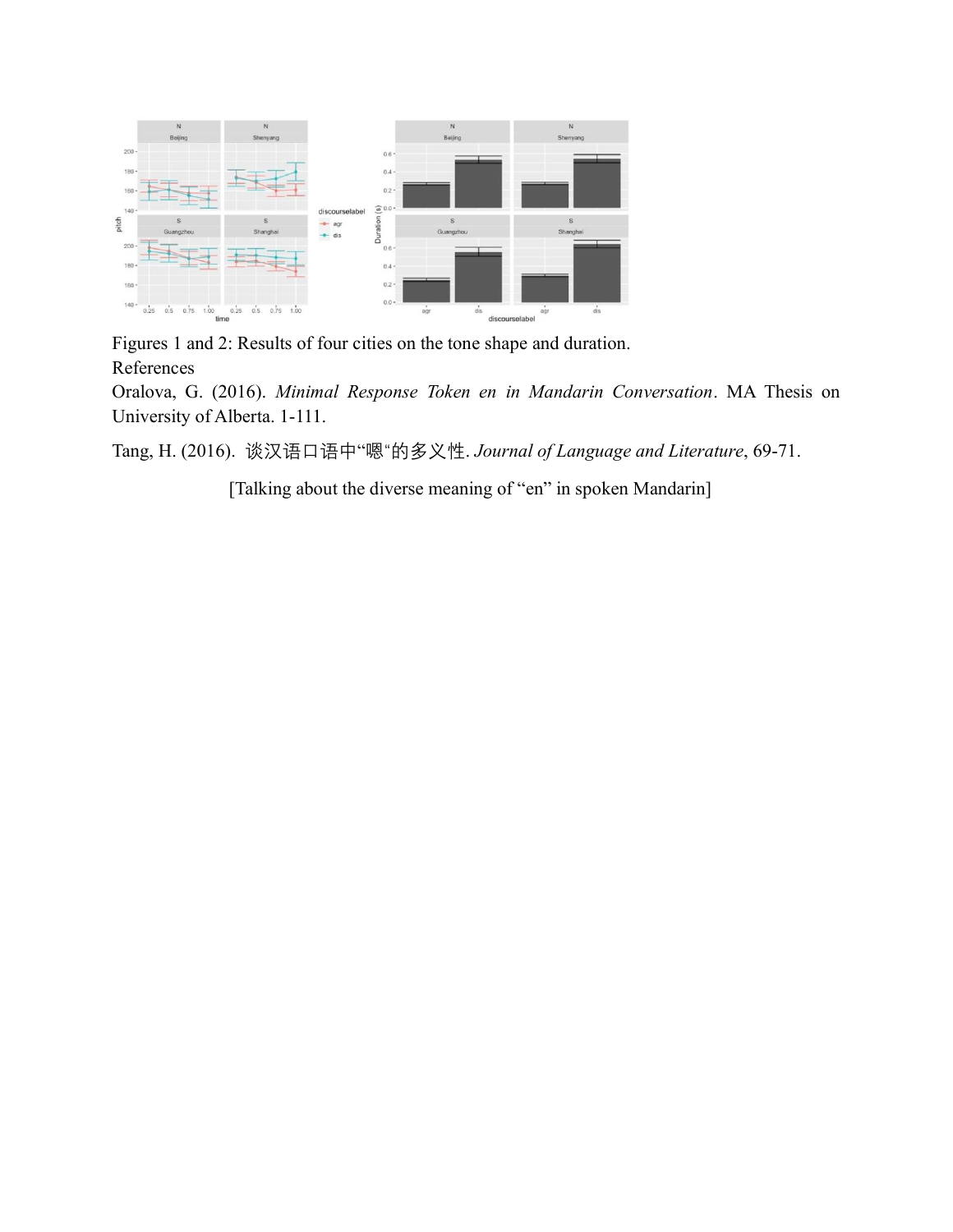N
Beijing
N
Shenyang
S
Guangzhou
S
Shanghai
200
180
160
140
pitch
0.25 0.5 0.75 1.00
time
discourselabel
agr
dis

N
Beijing
N
Shenyang
S
Guangzhou
S
Shanghai
0.6
0.4
0.2
0.0
Duration (s)
agr dis
discourselabel

Figures 1 and 2: Results of four cities on the tone shape and duration.

References

Oralova, G. (2016). *Minimal Response Token en in Mandarin Conversation*. MA Thesis on University of Alberta. 1-111.

Tang, H. (2016). 谈汉语口语中"嗯"的多义性. *Journal of Language and Literature*, 69-71.

[Talking about the diverse meaning of "en" in spoken Mandarin]